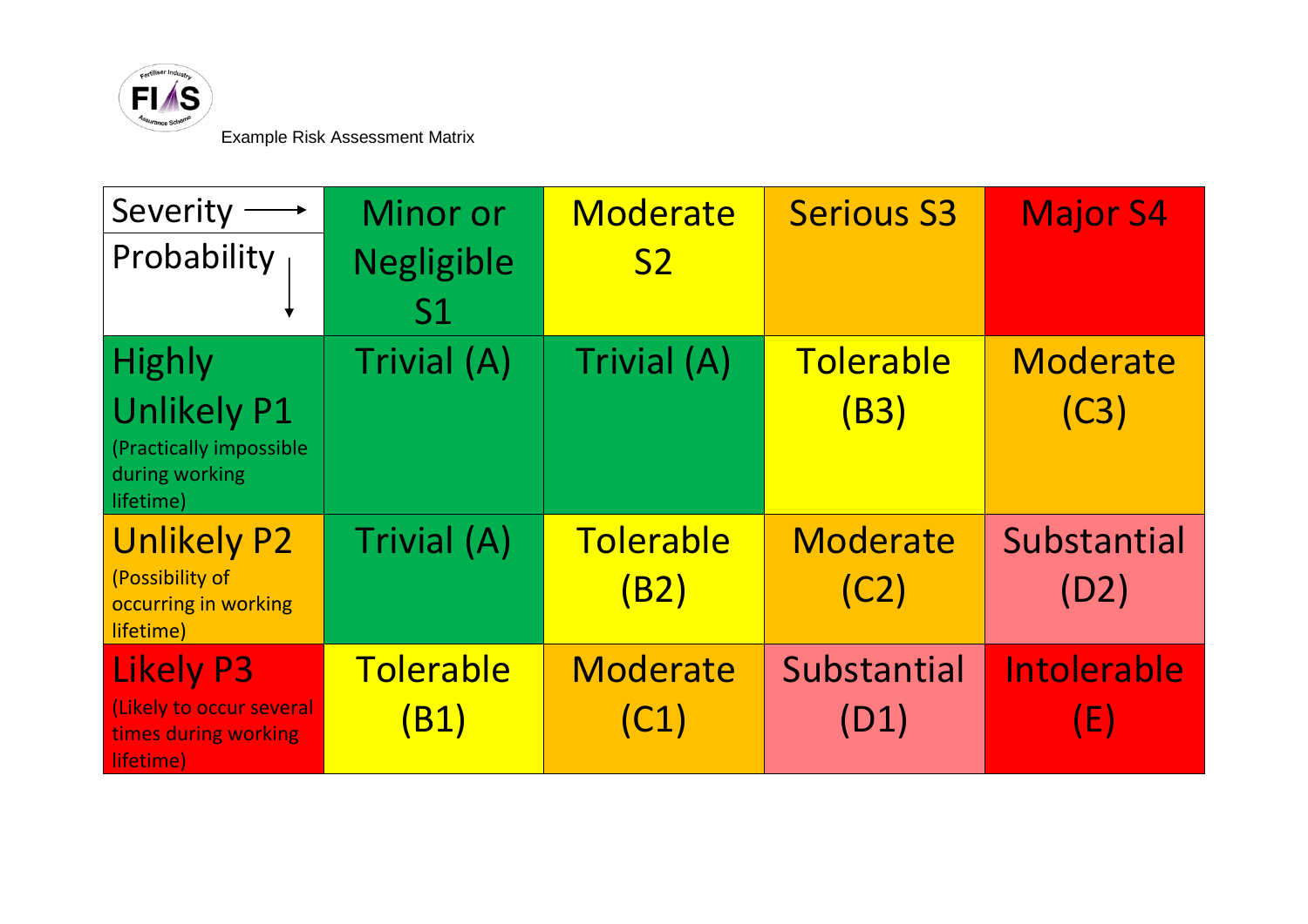Example Risk Assessment Matrix

| Severity →<br>Probability ↓ | Minor or Negligible S1 | Moderate S2 | Serious S3 | Major S4 |
|---|---|---|---|---|
| Highly Unlikely P1 (Practically impossible during working lifetime) | Trivial (A) | Trivial (A) | Tolerable (B3) | Moderate (C3) |
| Unlikely P2 (Possibility of occurring in working lifetime) | Trivial (A) | Tolerable (B2) | Moderate (C2) | Substantial (D2) |
| Likely P3 (Likely to occur several times during working lifetime) | Tolerable (B1) | Moderate (C1) | Substantial (D1) | Intolerable (E) |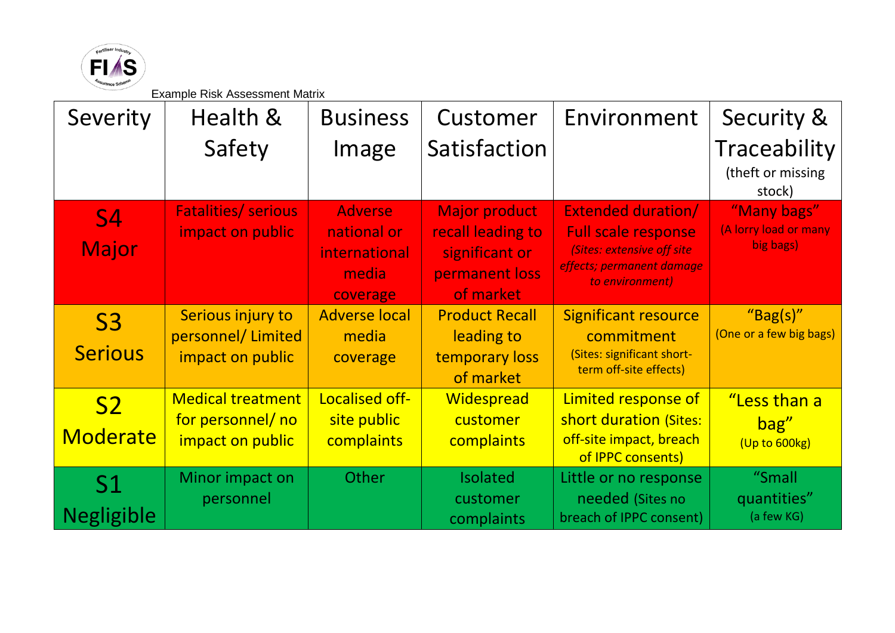Example Risk Assessment Matrix

| Severity | Health & Safety | Business Image | Customer Satisfaction | Environment | Security & Traceability (theft or missing stock) |
|---|---|---|---|---|---|
| S4 Major | Fatalities/ serious impact on public | Adverse national or international media coverage | Major product recall leading to significant or permanent loss of market | Extended duration/ Full scale response *(Sites: extensive off site effects; permanent damage to environment)* | "Many bags" (A lorry load or many big bags) |
| S3 Serious | Serious injury to personnel/ Limited impact on public | Adverse local media coverage | Product Recall leading to temporary loss of market | Significant resource commitment (Sites: significant short-term off-site effects) | "Bag(s)" (One or a few big bags) |
| S2 Moderate | Medical treatment for personnel/ no impact on public | Localised off-site public complaints | Widespread customer complaints | Limited response of short duration (Sites: off-site impact, breach of IPPC consents) | "Less than a bag" (Up to 600kg) |
| S1 Negligible | Minor impact on personnel | Other | Isolated customer complaints | Little or no response needed (Sites no breach of IPPC consent) | "Small quantities" (a few KG) |